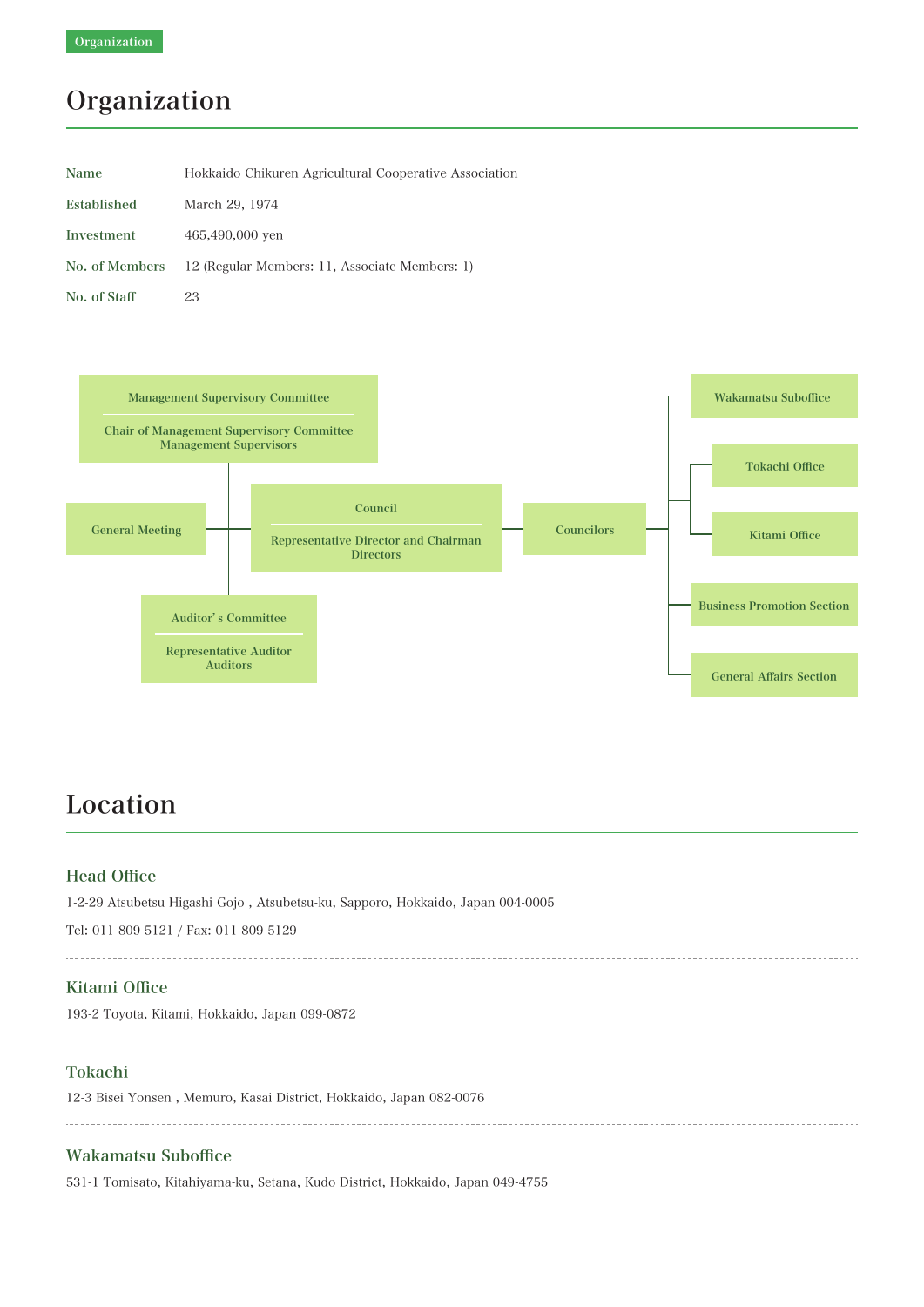Organization

# Organization

| Name | Hokkaido Chikuren Agricultural Cooperative Association |
|---|---|
| Established | March 29, 1974 |
| Investment | 465,490,000 yen |
| No. of Members | 12 (Regular Members: 11, Associate Members: 1) |
| No. of Staff | 23 |

Management Supervisory Committee

Chair of Management Supervisory Committee
Management Supervisors

General Meeting

Council

Representative Director and Chairman
Directors

Councilors

Auditor' s Committee

Representative Auditor
Auditors

Wakamatsu Suboffice

Tokachi Office

Kitami Office

Business Promotion Section

General Affairs Section

# Location

## Head Office

1-2-29 Atsubetsu Higashi Gojo , Atsubetsu-ku, Sapporo, Hokkaido, Japan 004-0005

Tel: 011-809-5121 / Fax: 011-809-5129

---

## Kitami Office

193-2 Toyota, Kitami, Hokkaido, Japan 099-0872

---

## Tokachi

12-3 Bisei Yonsen , Memuro, Kasai District, Hokkaido, Japan 082-0076

---

## Wakamatsu Suboffice

531-1 Tomisato, Kitahiyama-ku, Setana, Kudo District, Hokkaido, Japan 049-4755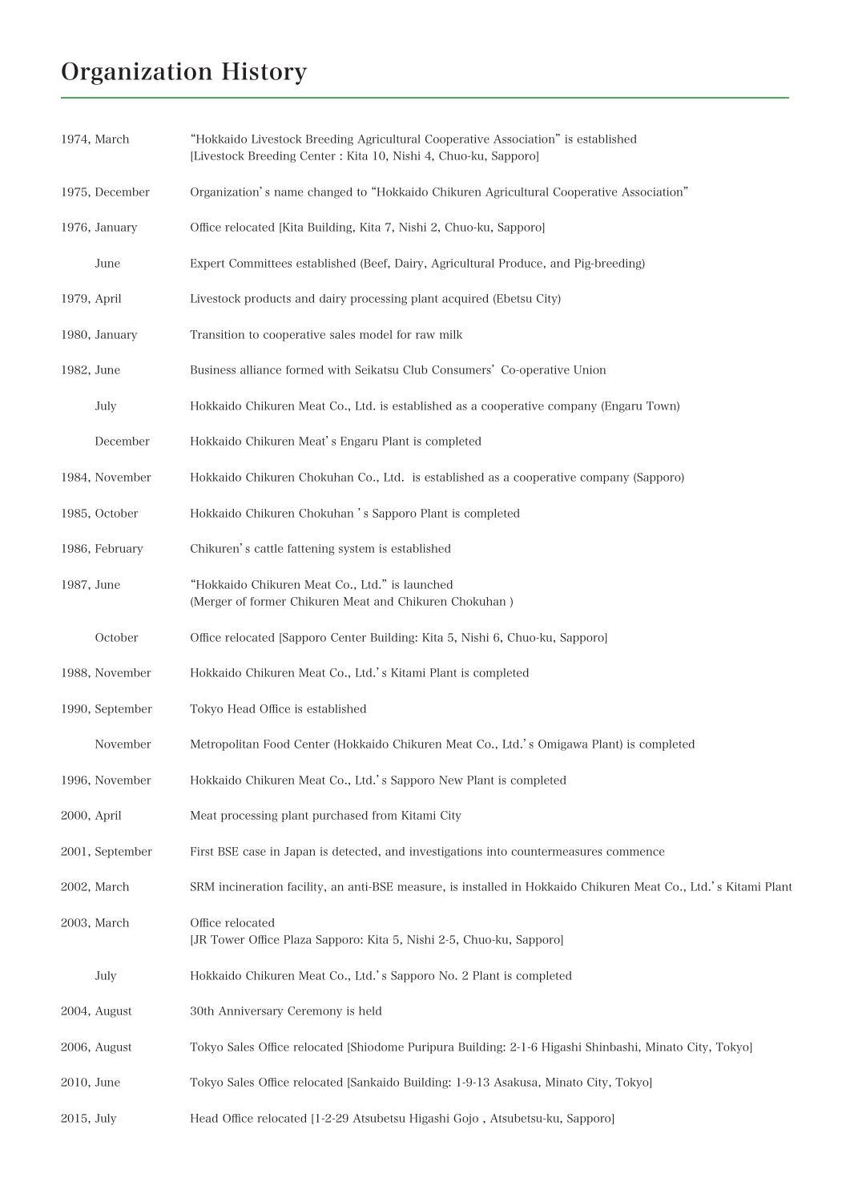# Organization History

| | |
|---|---|
| 1974, March | "Hokkaido Livestock Breeding Agricultural Cooperative Association" is established [Livestock Breeding Center : Kita 10, Nishi 4, Chuo-ku, Sapporo] |
| 1975, December | Organization's name changed to "Hokkaido Chikuren Agricultural Cooperative Association" |
| 1976, January | Office relocated [Kita Building, Kita 7, Nishi 2, Chuo-ku, Sapporo] |
| June | Expert Committees established (Beef, Dairy, Agricultural Produce, and Pig-breeding) |
| 1979, April | Livestock products and dairy processing plant acquired (Ebetsu City) |
| 1980, January | Transition to cooperative sales model for raw milk |
| 1982, June | Business alliance formed with Seikatsu Club Consumers' Co-operative Union |
| July | Hokkaido Chikuren Meat Co., Ltd. is established as a cooperative company (Engaru Town) |
| December | Hokkaido Chikuren Meat's Engaru Plant is completed |
| 1984, November | Hokkaido Chikuren Chokuhan Co., Ltd. is established as a cooperative company (Sapporo) |
| 1985, October | Hokkaido Chikuren Chokuhan 's Sapporo Plant is completed |
| 1986, February | Chikuren's cattle fattening system is established |
| 1987, June | "Hokkaido Chikuren Meat Co., Ltd." is launched (Merger of former Chikuren Meat and Chikuren Chokuhan ) |
| October | Office relocated [Sapporo Center Building: Kita 5, Nishi 6, Chuo-ku, Sapporo] |
| 1988, November | Hokkaido Chikuren Meat Co., Ltd.'s Kitami Plant is completed |
| 1990, September | Tokyo Head Office is established |
| November | Metropolitan Food Center (Hokkaido Chikuren Meat Co., Ltd.'s Omigawa Plant) is completed |
| 1996, November | Hokkaido Chikuren Meat Co., Ltd.'s Sapporo New Plant is completed |
| 2000, April | Meat processing plant purchased from Kitami City |
| 2001, September | First BSE case in Japan is detected, and investigations into countermeasures commence |
| 2002, March | SRM incineration facility, an anti-BSE measure, is installed in Hokkaido Chikuren Meat Co., Ltd.'s Kitami Plant |
| 2003, March | Office relocated [JR Tower Office Plaza Sapporo: Kita 5, Nishi 2-5, Chuo-ku, Sapporo] |
| July | Hokkaido Chikuren Meat Co., Ltd.'s Sapporo No. 2 Plant is completed |
| 2004, August | 30th Anniversary Ceremony is held |
| 2006, August | Tokyo Sales Office relocated [Shiodome Puripura Building: 2-1-6 Higashi Shinbashi, Minato City, Tokyo] |
| 2010, June | Tokyo Sales Office relocated [Sankaido Building: 1-9-13 Asakusa, Minato City, Tokyo] |
| 2015, July | Head Office relocated [1-2-29 Atsubetsu Higashi Gojo , Atsubetsu-ku, Sapporo] |